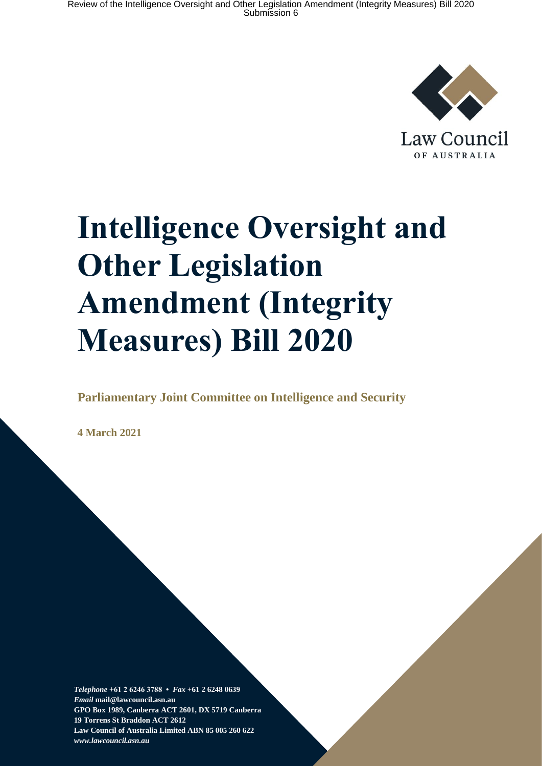Law Council
OF AUSTRALIA

# Intelligence Oversight and Other Legislation Amendment (Integrity Measures) Bill 2020

**Parliamentary Joint Committee on Intelligence and Security**

**4 March 2021**

***Telephone*** **+61 2 6246 3788 •** ***Fax*** **+61 2 6248 0639**
***Email*** **mail@lawcouncil.asn.au**
**GPO Box 1989, Canberra ACT 2601, DX 5719 Canberra**
**19 Torrens St Braddon ACT 2612**
**Law Council of Australia Limited ABN 85 005 260 622**
***www.lawcouncil.asn.au***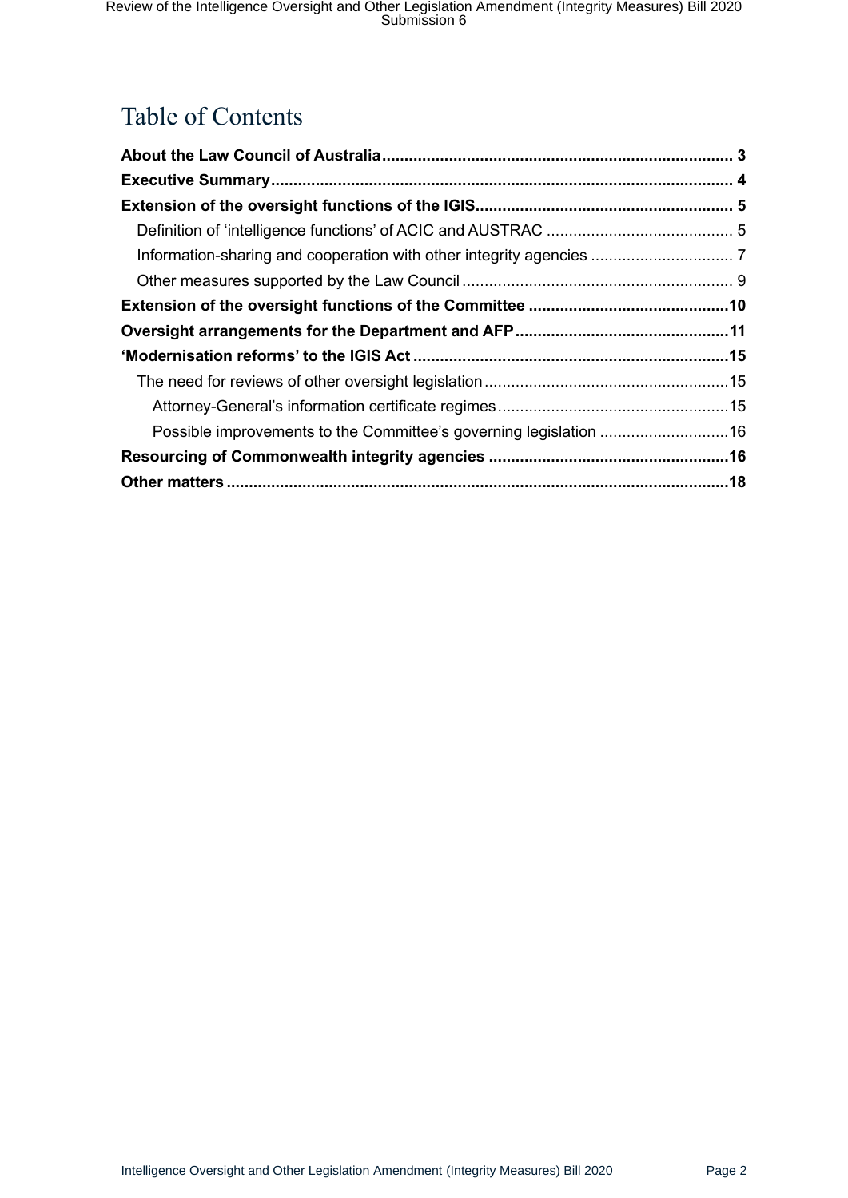# Table of Contents

**About the Law Council of Australia** .......... 3

**Executive Summary** .......... 4

**Extension of the oversight functions of the IGIS** .......... 5

- Definition of 'intelligence functions' of ACIC and AUSTRAC .......... 5
- Information-sharing and cooperation with other integrity agencies .......... 7
- Other measures supported by the Law Council .......... 9

**Extension of the oversight functions of the Committee** .......... 10

**Oversight arrangements for the Department and AFP** .......... 11

**'Modernisation reforms' to the IGIS Act** .......... 15

- The need for reviews of other oversight legislation .......... 15
  - Attorney-General's information certificate regimes .......... 15
  - Possible improvements to the Committee's governing legislation .......... 16

**Resourcing of Commonwealth integrity agencies** .......... 16

**Other matters** .......... 18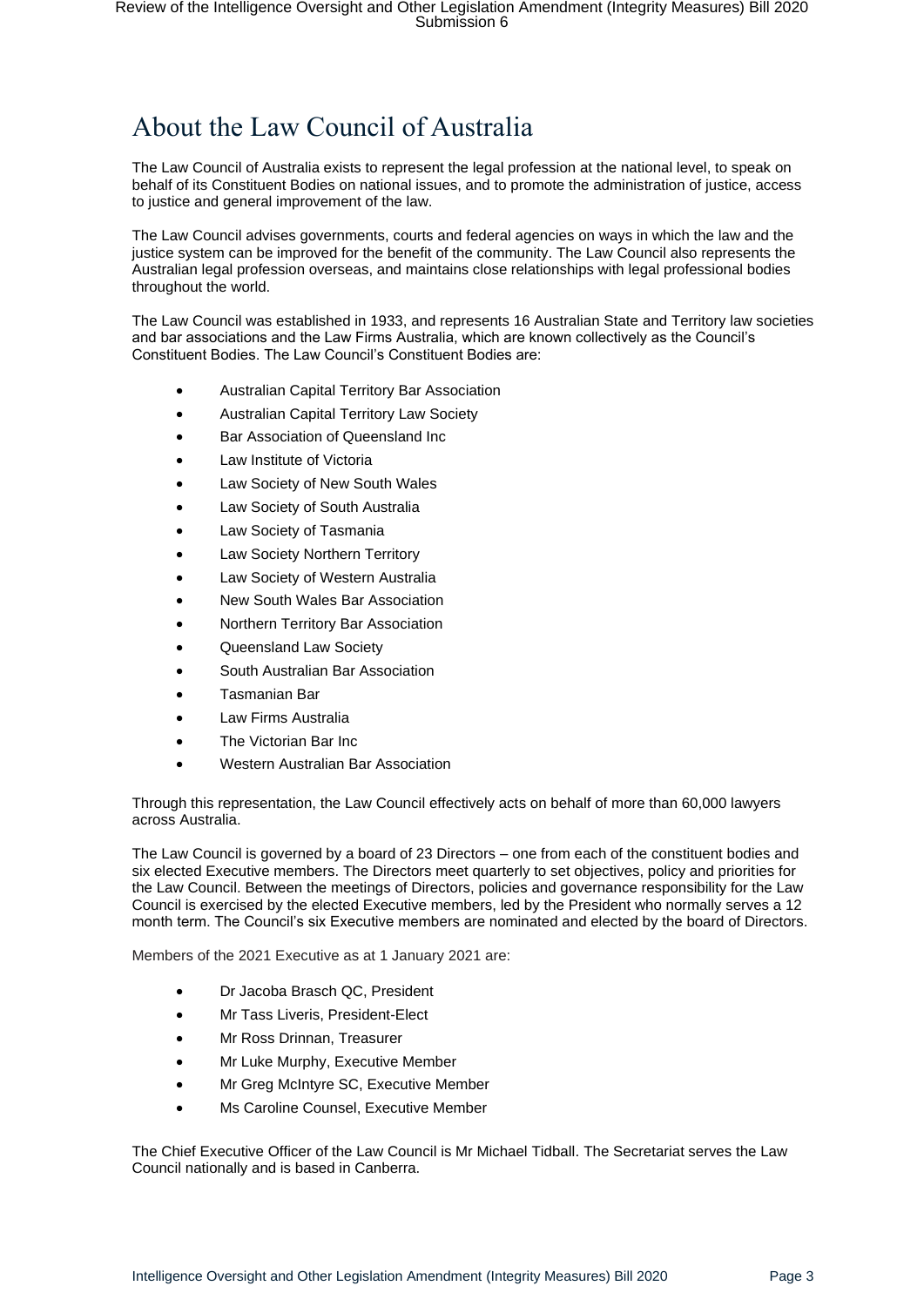# About the Law Council of Australia

The Law Council of Australia exists to represent the legal profession at the national level, to speak on behalf of its Constituent Bodies on national issues, and to promote the administration of justice, access to justice and general improvement of the law.

The Law Council advises governments, courts and federal agencies on ways in which the law and the justice system can be improved for the benefit of the community. The Law Council also represents the Australian legal profession overseas, and maintains close relationships with legal professional bodies throughout the world.

The Law Council was established in 1933, and represents 16 Australian State and Territory law societies and bar associations and the Law Firms Australia, which are known collectively as the Council's Constituent Bodies. The Law Council's Constituent Bodies are:

- Australian Capital Territory Bar Association
- Australian Capital Territory Law Society
- Bar Association of Queensland Inc
- Law Institute of Victoria
- Law Society of New South Wales
- Law Society of South Australia
- Law Society of Tasmania
- Law Society Northern Territory
- Law Society of Western Australia
- New South Wales Bar Association
- Northern Territory Bar Association
- Queensland Law Society
- South Australian Bar Association
- Tasmanian Bar
- Law Firms Australia
- The Victorian Bar Inc
- Western Australian Bar Association

Through this representation, the Law Council effectively acts on behalf of more than 60,000 lawyers across Australia.

The Law Council is governed by a board of 23 Directors – one from each of the constituent bodies and six elected Executive members. The Directors meet quarterly to set objectives, policy and priorities for the Law Council. Between the meetings of Directors, policies and governance responsibility for the Law Council is exercised by the elected Executive members, led by the President who normally serves a 12 month term. The Council's six Executive members are nominated and elected by the board of Directors.

Members of the 2021 Executive as at 1 January 2021 are:

- Dr Jacoba Brasch QC, President
- Mr Tass Liveris, President-Elect
- Mr Ross Drinnan, Treasurer
- Mr Luke Murphy, Executive Member
- Mr Greg McIntyre SC, Executive Member
- Ms Caroline Counsel, Executive Member

The Chief Executive Officer of the Law Council is Mr Michael Tidball. The Secretariat serves the Law Council nationally and is based in Canberra.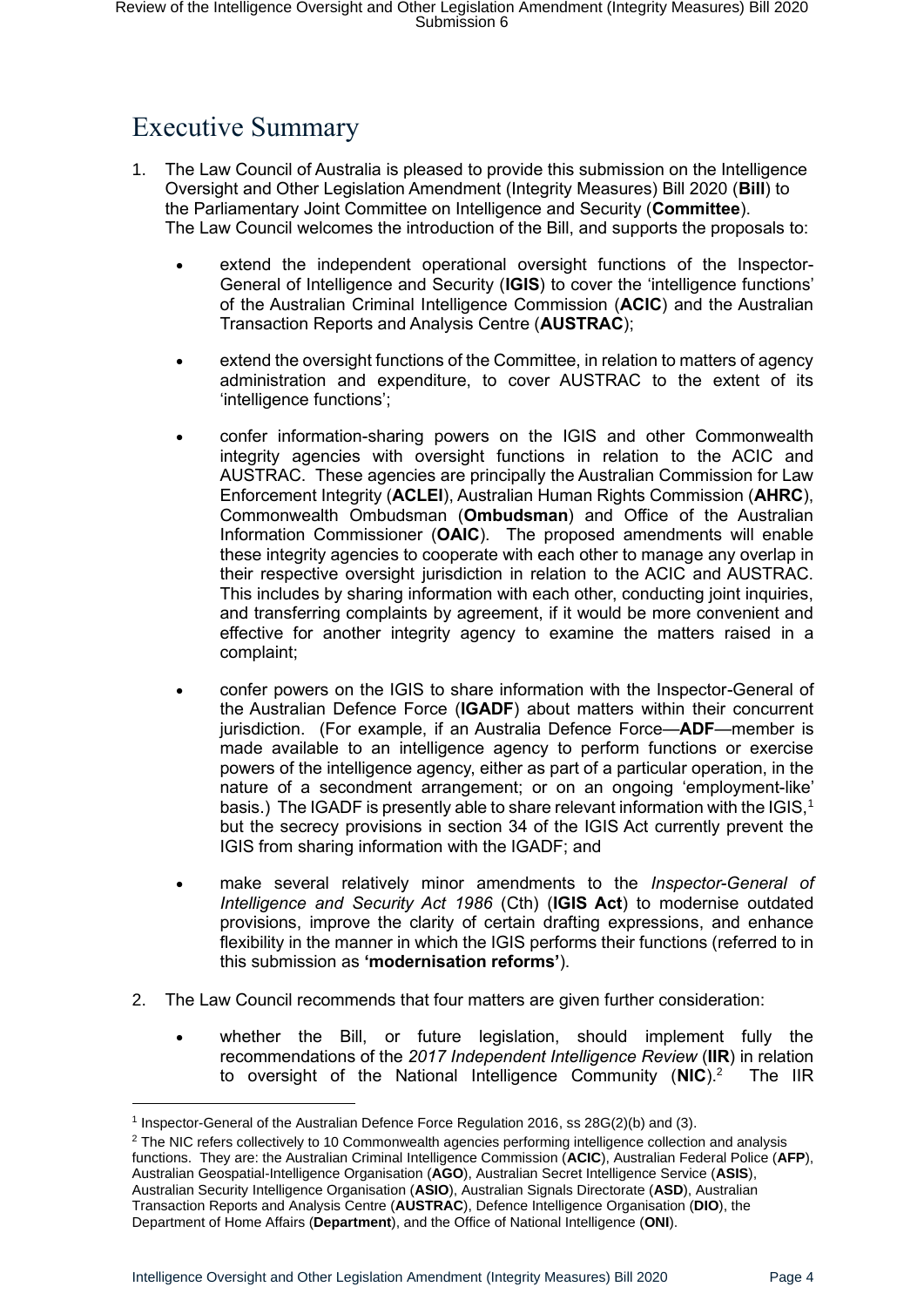# Executive Summary

1. The Law Council of Australia is pleased to provide this submission on the Intelligence Oversight and Other Legislation Amendment (Integrity Measures) Bill 2020 (**Bill**) to the Parliamentary Joint Committee on Intelligence and Security (**Committee**). The Law Council welcomes the introduction of the Bill, and supports the proposals to:

   - extend the independent operational oversight functions of the Inspector-General of Intelligence and Security (**IGIS**) to cover the 'intelligence functions' of the Australian Criminal Intelligence Commission (**ACIC**) and the Australian Transaction Reports and Analysis Centre (**AUSTRAC**);

   - extend the oversight functions of the Committee, in relation to matters of agency administration and expenditure, to cover AUSTRAC to the extent of its 'intelligence functions';

   - confer information-sharing powers on the IGIS and other Commonwealth integrity agencies with oversight functions in relation to the ACIC and AUSTRAC. These agencies are principally the Australian Commission for Law Enforcement Integrity (**ACLEI**), Australian Human Rights Commission (**AHRC**), Commonwealth Ombudsman (**Ombudsman**) and Office of the Australian Information Commissioner (**OAIC**). The proposed amendments will enable these integrity agencies to cooperate with each other to manage any overlap in their respective oversight jurisdiction in relation to the ACIC and AUSTRAC. This includes by sharing information with each other, conducting joint inquiries, and transferring complaints by agreement, if it would be more convenient and effective for another integrity agency to examine the matters raised in a complaint;

   - confer powers on the IGIS to share information with the Inspector-General of the Australian Defence Force (**IGADF**) about matters within their concurrent jurisdiction. (For example, if an Australia Defence Force—**ADF**—member is made available to an intelligence agency to perform functions or exercise powers of the intelligence agency, either as part of a particular operation, in the nature of a secondment arrangement; or on an ongoing 'employment-like' basis.) The IGADF is presently able to share relevant information with the IGIS,[1] but the secrecy provisions in section 34 of the IGIS Act currently prevent the IGIS from sharing information with the IGADF; and

   - make several relatively minor amendments to the *Inspector-General of Intelligence and Security Act 1986* (Cth) (**IGIS Act**) to modernise outdated provisions, improve the clarity of certain drafting expressions, and enhance flexibility in the manner in which the IGIS performs their functions (referred to in this submission as **'modernisation reforms'**).

2. The Law Council recommends that four matters are given further consideration:

   - whether the Bill, or future legislation, should implement fully the recommendations of the *2017 Independent Intelligence Review* (**IIR**) in relation to oversight of the National Intelligence Community (**NIC**).[2] The IIR

---

[1] Inspector-General of the Australian Defence Force Regulation 2016, ss 28G(2)(b) and (3).

[2] The NIC refers collectively to 10 Commonwealth agencies performing intelligence collection and analysis functions. They are: the Australian Criminal Intelligence Commission (**ACIC**), Australian Federal Police (**AFP**), Australian Geospatial-Intelligence Organisation (**AGO**), Australian Secret Intelligence Service (**ASIS**), Australian Security Intelligence Organisation (**ASIO**), Australian Signals Directorate (**ASD**), Australian Transaction Reports and Analysis Centre (**AUSTRAC**), Defence Intelligence Organisation (**DIO**), the Department of Home Affairs (**Department**), and the Office of National Intelligence (**ONI**).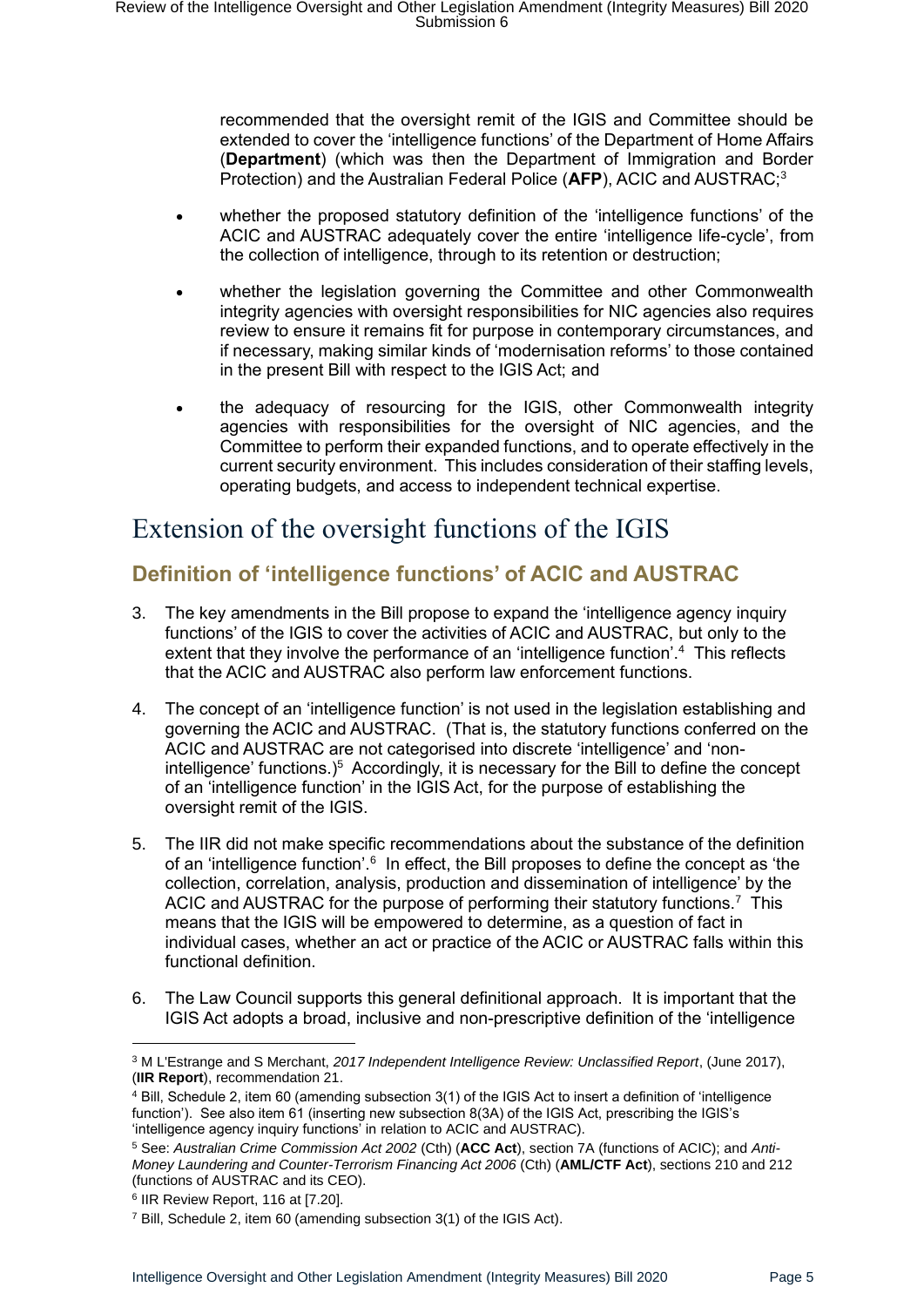recommended that the oversight remit of the IGIS and Committee should be extended to cover the 'intelligence functions' of the Department of Home Affairs (**Department**) (which was then the Department of Immigration and Border Protection) and the Australian Federal Police (**AFP**), ACIC and AUSTRAC;[3]

- whether the proposed statutory definition of the 'intelligence functions' of the ACIC and AUSTRAC adequately cover the entire 'intelligence life-cycle', from the collection of intelligence, through to its retention or destruction;
- whether the legislation governing the Committee and other Commonwealth integrity agencies with oversight responsibilities for NIC agencies also requires review to ensure it remains fit for purpose in contemporary circumstances, and if necessary, making similar kinds of 'modernisation reforms' to those contained in the present Bill with respect to the IGIS Act; and
- the adequacy of resourcing for the IGIS, other Commonwealth integrity agencies with responsibilities for the oversight of NIC agencies, and the Committee to perform their expanded functions, and to operate effectively in the current security environment. This includes consideration of their staffing levels, operating budgets, and access to independent technical expertise.

# Extension of the oversight functions of the IGIS

## Definition of 'intelligence functions' of ACIC and AUSTRAC

3. The key amendments in the Bill propose to expand the 'intelligence agency inquiry functions' of the IGIS to cover the activities of ACIC and AUSTRAC, but only to the extent that they involve the performance of an 'intelligence function'.[4] This reflects that the ACIC and AUSTRAC also perform law enforcement functions.

4. The concept of an 'intelligence function' is not used in the legislation establishing and governing the ACIC and AUSTRAC. (That is, the statutory functions conferred on the ACIC and AUSTRAC are not categorised into discrete 'intelligence' and 'non-intelligence' functions.)[5] Accordingly, it is necessary for the Bill to define the concept of an 'intelligence function' in the IGIS Act, for the purpose of establishing the oversight remit of the IGIS.

5. The IIR did not make specific recommendations about the substance of the definition of an 'intelligence function'.[6] In effect, the Bill proposes to define the concept as 'the collection, correlation, analysis, production and dissemination of intelligence' by the ACIC and AUSTRAC for the purpose of performing their statutory functions.[7] This means that the IGIS will be empowered to determine, as a question of fact in individual cases, whether an act or practice of the ACIC or AUSTRAC falls within this functional definition.

6. The Law Council supports this general definitional approach. It is important that the IGIS Act adopts a broad, inclusive and non-prescriptive definition of the 'intelligence

---

[3] M L'Estrange and S Merchant, *2017 Independent Intelligence Review: Unclassified Report*, (June 2017), (**IIR Report**), recommendation 21.

[4] Bill, Schedule 2, item 60 (amending subsection 3(1) of the IGIS Act to insert a definition of 'intelligence function'). See also item 61 (inserting new subsection 8(3A) of the IGIS Act, prescribing the IGIS's 'intelligence agency inquiry functions' in relation to ACIC and AUSTRAC).

[5] See: *Australian Crime Commission Act 2002* (Cth) (**ACC Act**), section 7A (functions of ACIC); and *Anti-Money Laundering and Counter-Terrorism Financing Act 2006* (Cth) (**AML/CTF Act**), sections 210 and 212 (functions of AUSTRAC and its CEO).

[6] IIR Review Report, 116 at [7.20].

[7] Bill, Schedule 2, item 60 (amending subsection 3(1) of the IGIS Act).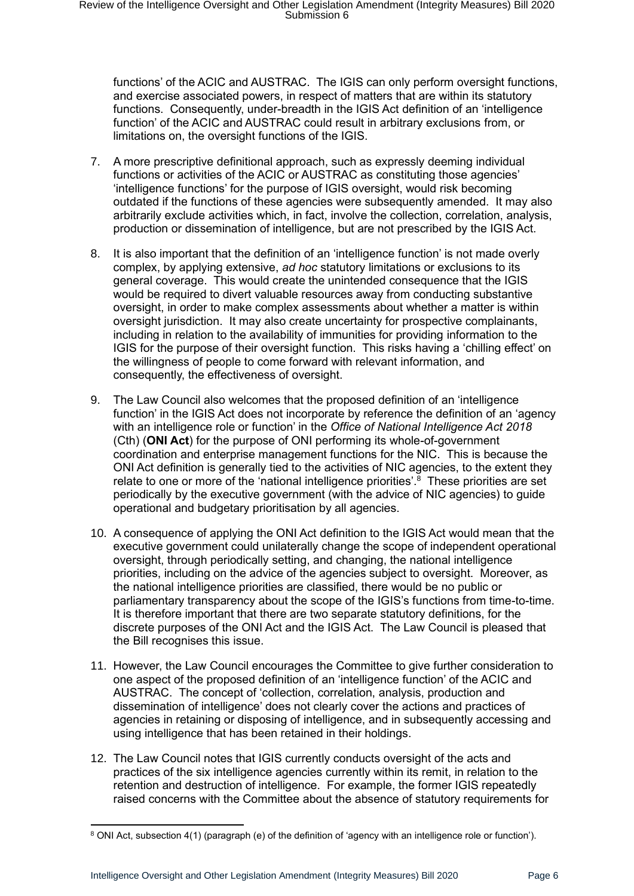functions' of the ACIC and AUSTRAC. The IGIS can only perform oversight functions, and exercise associated powers, in respect of matters that are within its statutory functions. Consequently, under-breadth in the IGIS Act definition of an 'intelligence function' of the ACIC and AUSTRAC could result in arbitrary exclusions from, or limitations on, the oversight functions of the IGIS.

7. A more prescriptive definitional approach, such as expressly deeming individual functions or activities of the ACIC or AUSTRAC as constituting those agencies' 'intelligence functions' for the purpose of IGIS oversight, would risk becoming outdated if the functions of these agencies were subsequently amended. It may also arbitrarily exclude activities which, in fact, involve the collection, correlation, analysis, production or dissemination of intelligence, but are not prescribed by the IGIS Act.

8. It is also important that the definition of an 'intelligence function' is not made overly complex, by applying extensive, *ad hoc* statutory limitations or exclusions to its general coverage. This would create the unintended consequence that the IGIS would be required to divert valuable resources away from conducting substantive oversight, in order to make complex assessments about whether a matter is within oversight jurisdiction. It may also create uncertainty for prospective complainants, including in relation to the availability of immunities for providing information to the IGIS for the purpose of their oversight function. This risks having a 'chilling effect' on the willingness of people to come forward with relevant information, and consequently, the effectiveness of oversight.

9. The Law Council also welcomes that the proposed definition of an 'intelligence function' in the IGIS Act does not incorporate by reference the definition of an 'agency with an intelligence role or function' in the *Office of National Intelligence Act 2018* (Cth) (**ONI Act**) for the purpose of ONI performing its whole-of-government coordination and enterprise management functions for the NIC. This is because the ONI Act definition is generally tied to the activities of NIC agencies, to the extent they relate to one or more of the 'national intelligence priorities'.[8] These priorities are set periodically by the executive government (with the advice of NIC agencies) to guide operational and budgetary prioritisation by all agencies.

10. A consequence of applying the ONI Act definition to the IGIS Act would mean that the executive government could unilaterally change the scope of independent operational oversight, through periodically setting, and changing, the national intelligence priorities, including on the advice of the agencies subject to oversight. Moreover, as the national intelligence priorities are classified, there would be no public or parliamentary transparency about the scope of the IGIS's functions from time-to-time. It is therefore important that there are two separate statutory definitions, for the discrete purposes of the ONI Act and the IGIS Act. The Law Council is pleased that the Bill recognises this issue.

11. However, the Law Council encourages the Committee to give further consideration to one aspect of the proposed definition of an 'intelligence function' of the ACIC and AUSTRAC. The concept of 'collection, correlation, analysis, production and dissemination of intelligence' does not clearly cover the actions and practices of agencies in retaining or disposing of intelligence, and in subsequently accessing and using intelligence that has been retained in their holdings.

12. The Law Council notes that IGIS currently conducts oversight of the acts and practices of the six intelligence agencies currently within its remit, in relation to the retention and destruction of intelligence. For example, the former IGIS repeatedly raised concerns with the Committee about the absence of statutory requirements for

---

[8] ONI Act, subsection 4(1) (paragraph (e) of the definition of 'agency with an intelligence role or function').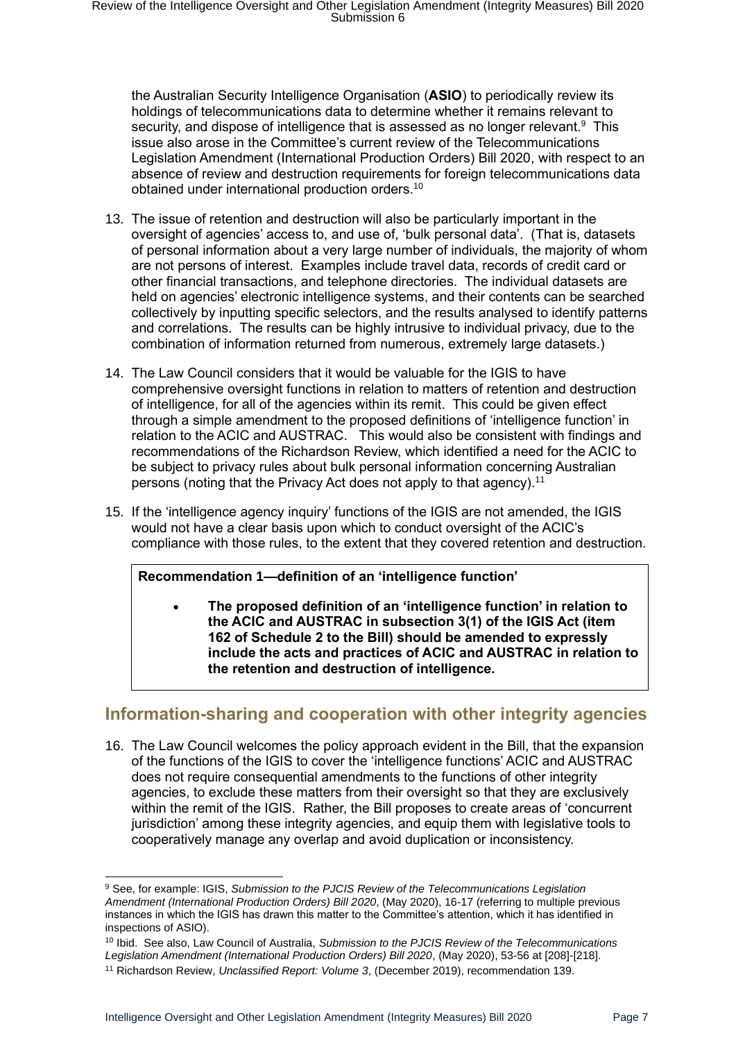the Australian Security Intelligence Organisation (**ASIO**) to periodically review its holdings of telecommunications data to determine whether it remains relevant to security, and dispose of intelligence that is assessed as no longer relevant.[9] This issue also arose in the Committee's current review of the Telecommunications Legislation Amendment (International Production Orders) Bill 2020, with respect to an absence of review and destruction requirements for foreign telecommunications data obtained under international production orders.[10]

13. The issue of retention and destruction will also be particularly important in the oversight of agencies' access to, and use of, 'bulk personal data'. (That is, datasets of personal information about a very large number of individuals, the majority of whom are not persons of interest. Examples include travel data, records of credit card or other financial transactions, and telephone directories. The individual datasets are held on agencies' electronic intelligence systems, and their contents can be searched collectively by inputting specific selectors, and the results analysed to identify patterns and correlations. The results can be highly intrusive to individual privacy, due to the combination of information returned from numerous, extremely large datasets.)

14. The Law Council considers that it would be valuable for the IGIS to have comprehensive oversight functions in relation to matters of retention and destruction of intelligence, for all of the agencies within its remit. This could be given effect through a simple amendment to the proposed definitions of 'intelligence function' in relation to the ACIC and AUSTRAC. This would also be consistent with findings and recommendations of the Richardson Review, which identified a need for the ACIC to be subject to privacy rules about bulk personal information concerning Australian persons (noting that the Privacy Act does not apply to that agency).[11]

15. If the 'intelligence agency inquiry' functions of the IGIS are not amended, the IGIS would not have a clear basis upon which to conduct oversight of the ACIC's compliance with those rules, to the extent that they covered retention and destruction.

> **Recommendation 1—definition of an 'intelligence function'**
>
> - **The proposed definition of an 'intelligence function' in relation to the ACIC and AUSTRAC in subsection 3(1) of the IGIS Act (item 162 of Schedule 2 to the Bill) should be amended to expressly include the acts and practices of ACIC and AUSTRAC in relation to the retention and destruction of intelligence.**

## Information-sharing and cooperation with other integrity agencies

16. The Law Council welcomes the policy approach evident in the Bill, that the expansion of the functions of the IGIS to cover the 'intelligence functions' ACIC and AUSTRAC does not require consequential amendments to the functions of other integrity agencies, to exclude these matters from their oversight so that they are exclusively within the remit of the IGIS. Rather, the Bill proposes to create areas of 'concurrent jurisdiction' among these integrity agencies, and equip them with legislative tools to cooperatively manage any overlap and avoid duplication or inconsistency.

---

[9] See, for example: IGIS, *Submission to the PJCIS Review of the Telecommunications Legislation Amendment (International Production Orders) Bill 2020*, (May 2020), 16-17 (referring to multiple previous instances in which the IGIS has drawn this matter to the Committee's attention, which it has identified in inspections of ASIO).

[10] Ibid. See also, Law Council of Australia, *Submission to the PJCIS Review of the Telecommunications Legislation Amendment (International Production Orders) Bill 2020*, (May 2020), 53-56 at [208]-[218].

[11] Richardson Review, *Unclassified Report: Volume 3*, (December 2019), recommendation 139.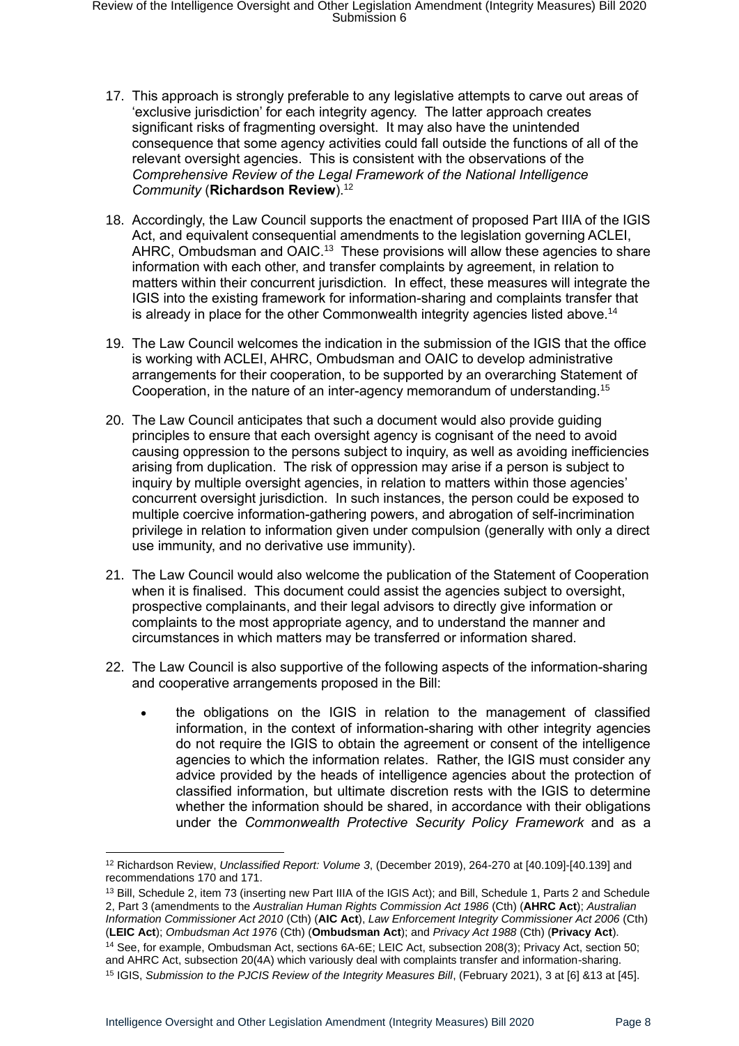17. This approach is strongly preferable to any legislative attempts to carve out areas of 'exclusive jurisdiction' for each integrity agency. The latter approach creates significant risks of fragmenting oversight. It may also have the unintended consequence that some agency activities could fall outside the functions of all of the relevant oversight agencies. This is consistent with the observations of the *Comprehensive Review of the Legal Framework of the National Intelligence Community* (**Richardson Review**).[12]

18. Accordingly, the Law Council supports the enactment of proposed Part IIIA of the IGIS Act, and equivalent consequential amendments to the legislation governing ACLEI, AHRC, Ombudsman and OAIC.[13] These provisions will allow these agencies to share information with each other, and transfer complaints by agreement, in relation to matters within their concurrent jurisdiction. In effect, these measures will integrate the IGIS into the existing framework for information-sharing and complaints transfer that is already in place for the other Commonwealth integrity agencies listed above.[14]

19. The Law Council welcomes the indication in the submission of the IGIS that the office is working with ACLEI, AHRC, Ombudsman and OAIC to develop administrative arrangements for their cooperation, to be supported by an overarching Statement of Cooperation, in the nature of an inter-agency memorandum of understanding.[15]

20. The Law Council anticipates that such a document would also provide guiding principles to ensure that each oversight agency is cognisant of the need to avoid causing oppression to the persons subject to inquiry, as well as avoiding inefficiencies arising from duplication. The risk of oppression may arise if a person is subject to inquiry by multiple oversight agencies, in relation to matters within those agencies' concurrent oversight jurisdiction. In such instances, the person could be exposed to multiple coercive information-gathering powers, and abrogation of self-incrimination privilege in relation to information given under compulsion (generally with only a direct use immunity, and no derivative use immunity).

21. The Law Council would also welcome the publication of the Statement of Cooperation when it is finalised. This document could assist the agencies subject to oversight, prospective complainants, and their legal advisors to directly give information or complaints to the most appropriate agency, and to understand the manner and circumstances in which matters may be transferred or information shared.

22. The Law Council is also supportive of the following aspects of the information-sharing and cooperative arrangements proposed in the Bill:

    - the obligations on the IGIS in relation to the management of classified information, in the context of information-sharing with other integrity agencies do not require the IGIS to obtain the agreement or consent of the intelligence agencies to which the information relates. Rather, the IGIS must consider any advice provided by the heads of intelligence agencies about the protection of classified information, but ultimate discretion rests with the IGIS to determine whether the information should be shared, in accordance with their obligations under the *Commonwealth Protective Security Policy Framework* and as a

---

[12] Richardson Review, *Unclassified Report: Volume 3*, (December 2019), 264-270 at [40.109]-[40.139] and recommendations 170 and 171.

[13] Bill, Schedule 2, item 73 (inserting new Part IIIA of the IGIS Act); and Bill, Schedule 1, Parts 2 and Schedule 2, Part 3 (amendments to the *Australian Human Rights Commission Act 1986* (Cth) (**AHRC Act**); *Australian Information Commissioner Act 2010* (Cth) (**AIC Act**), *Law Enforcement Integrity Commissioner Act 2006* (Cth) (**LEIC Act**); *Ombudsman Act 1976* (Cth) (**Ombudsman Act**); and *Privacy Act 1988* (Cth) (**Privacy Act**).

[14] See, for example, Ombudsman Act, sections 6A-6E; LEIC Act, subsection 208(3); Privacy Act, section 50; and AHRC Act, subsection 20(4A) which variously deal with complaints transfer and information-sharing.

[15] IGIS, *Submission to the PJCIS Review of the Integrity Measures Bill*, (February 2021), 3 at [6] &13 at [45].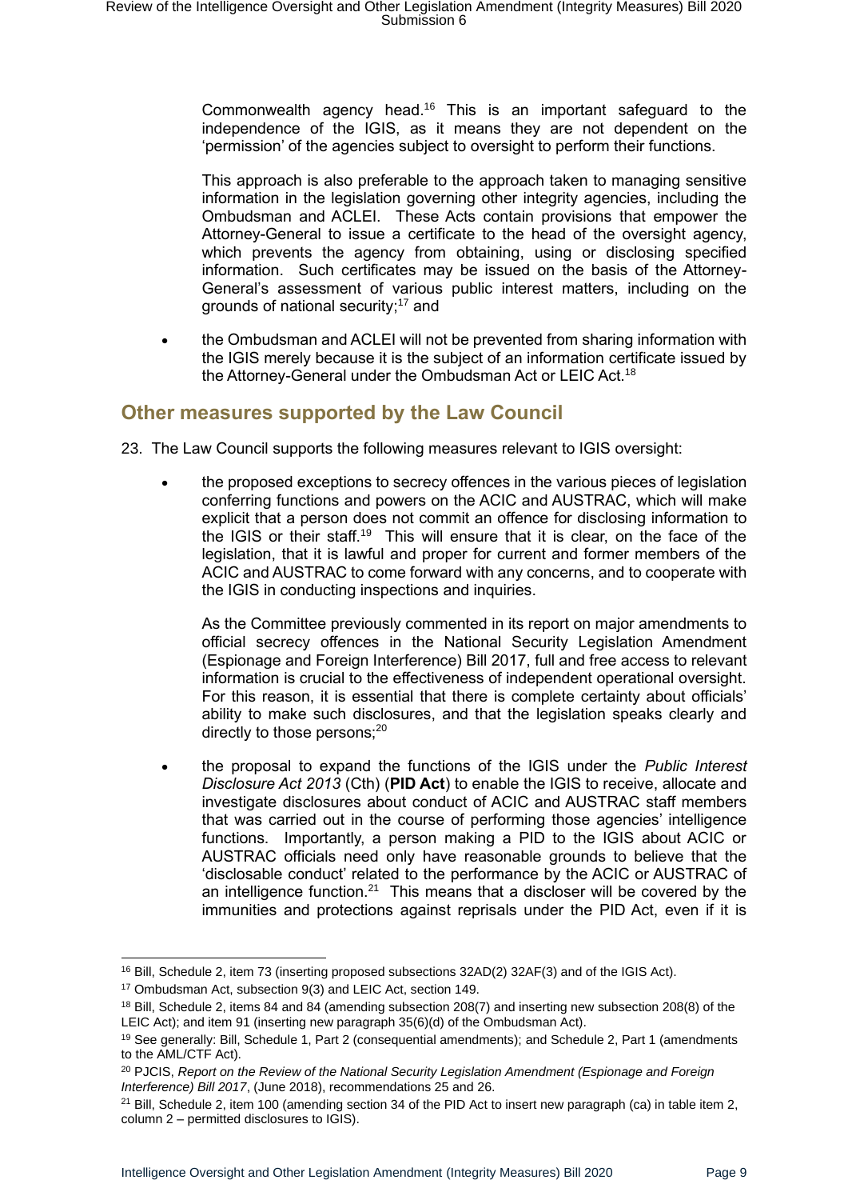Commonwealth agency head.[16] This is an important safeguard to the independence of the IGIS, as it means they are not dependent on the 'permission' of the agencies subject to oversight to perform their functions.

This approach is also preferable to the approach taken to managing sensitive information in the legislation governing other integrity agencies, including the Ombudsman and ACLEI. These Acts contain provisions that empower the Attorney-General to issue a certificate to the head of the oversight agency, which prevents the agency from obtaining, using or disclosing specified information. Such certificates may be issued on the basis of the Attorney-General's assessment of various public interest matters, including on the grounds of national security;[17] and

- the Ombudsman and ACLEI will not be prevented from sharing information with the IGIS merely because it is the subject of an information certificate issued by the Attorney-General under the Ombudsman Act or LEIC Act.[18]

## Other measures supported by the Law Council

23. The Law Council supports the following measures relevant to IGIS oversight:

- the proposed exceptions to secrecy offences in the various pieces of legislation conferring functions and powers on the ACIC and AUSTRAC, which will make explicit that a person does not commit an offence for disclosing information to the IGIS or their staff.[19] This will ensure that it is clear, on the face of the legislation, that it is lawful and proper for current and former members of the ACIC and AUSTRAC to come forward with any concerns, and to cooperate with the IGIS in conducting inspections and inquiries.

  As the Committee previously commented in its report on major amendments to official secrecy offences in the National Security Legislation Amendment (Espionage and Foreign Interference) Bill 2017, full and free access to relevant information is crucial to the effectiveness of independent operational oversight. For this reason, it is essential that there is complete certainty about officials' ability to make such disclosures, and that the legislation speaks clearly and directly to those persons;[20]

- the proposal to expand the functions of the IGIS under the *Public Interest Disclosure Act 2013* (Cth) (**PID Act**) to enable the IGIS to receive, allocate and investigate disclosures about conduct of ACIC and AUSTRAC staff members that was carried out in the course of performing those agencies' intelligence functions. Importantly, a person making a PID to the IGIS about ACIC or AUSTRAC officials need only have reasonable grounds to believe that the 'disclosable conduct' related to the performance by the ACIC or AUSTRAC of an intelligence function.[21] This means that a discloser will be covered by the immunities and protections against reprisals under the PID Act, even if it is

---

[16] Bill, Schedule 2, item 73 (inserting proposed subsections 32AD(2) 32AF(3) and of the IGIS Act).

[17] Ombudsman Act, subsection 9(3) and LEIC Act, section 149.

[18] Bill, Schedule 2, items 84 and 84 (amending subsection 208(7) and inserting new subsection 208(8) of the LEIC Act); and item 91 (inserting new paragraph 35(6)(d) of the Ombudsman Act).

[19] See generally: Bill, Schedule 1, Part 2 (consequential amendments); and Schedule 2, Part 1 (amendments to the AML/CTF Act).

[20] PJCIS, *Report on the Review of the National Security Legislation Amendment (Espionage and Foreign Interference) Bill 2017*, (June 2018), recommendations 25 and 26.

[21] Bill, Schedule 2, item 100 (amending section 34 of the PID Act to insert new paragraph (ca) in table item 2, column 2 – permitted disclosures to IGIS).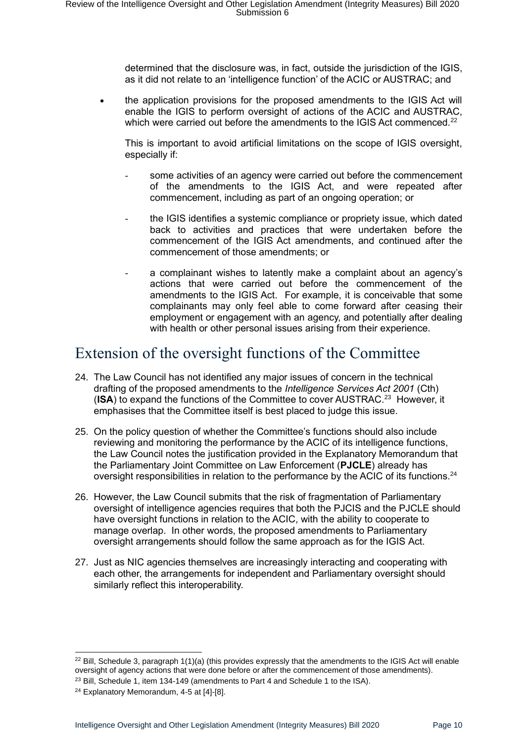determined that the disclosure was, in fact, outside the jurisdiction of the IGIS, as it did not relate to an 'intelligence function' of the ACIC or AUSTRAC; and

- the application provisions for the proposed amendments to the IGIS Act will enable the IGIS to perform oversight of actions of the ACIC and AUSTRAC, which were carried out before the amendments to the IGIS Act commenced.[22]

  This is important to avoid artificial limitations on the scope of IGIS oversight, especially if:

  - some activities of an agency were carried out before the commencement of the amendments to the IGIS Act, and were repeated after commencement, including as part of an ongoing operation; or
  - the IGIS identifies a systemic compliance or propriety issue, which dated back to activities and practices that were undertaken before the commencement of the IGIS Act amendments, and continued after the commencement of those amendments; or
  - a complainant wishes to latently make a complaint about an agency's actions that were carried out before the commencement of the amendments to the IGIS Act. For example, it is conceivable that some complainants may only feel able to come forward after ceasing their employment or engagement with an agency, and potentially after dealing with health or other personal issues arising from their experience.

# Extension of the oversight functions of the Committee

24. The Law Council has not identified any major issues of concern in the technical drafting of the proposed amendments to the *Intelligence Services Act 2001* (Cth) (**ISA**) to expand the functions of the Committee to cover AUSTRAC.[23] However, it emphasises that the Committee itself is best placed to judge this issue.
25. On the policy question of whether the Committee's functions should also include reviewing and monitoring the performance by the ACIC of its intelligence functions, the Law Council notes the justification provided in the Explanatory Memorandum that the Parliamentary Joint Committee on Law Enforcement (**PJCLE**) already has oversight responsibilities in relation to the performance by the ACIC of its functions.[24]
26. However, the Law Council submits that the risk of fragmentation of Parliamentary oversight of intelligence agencies requires that both the PJCIS and the PJCLE should have oversight functions in relation to the ACIC, with the ability to cooperate to manage overlap. In other words, the proposed amendments to Parliamentary oversight arrangements should follow the same approach as for the IGIS Act.
27. Just as NIC agencies themselves are increasingly interacting and cooperating with each other, the arrangements for independent and Parliamentary oversight should similarly reflect this interoperability.

---

[22] Bill, Schedule 3, paragraph 1(1)(a) (this provides expressly that the amendments to the IGIS Act will enable oversight of agency actions that were done before or after the commencement of those amendments).

[23] Bill, Schedule 1, item 134-149 (amendments to Part 4 and Schedule 1 to the ISA).

[24] Explanatory Memorandum, 4-5 at [4]-[8].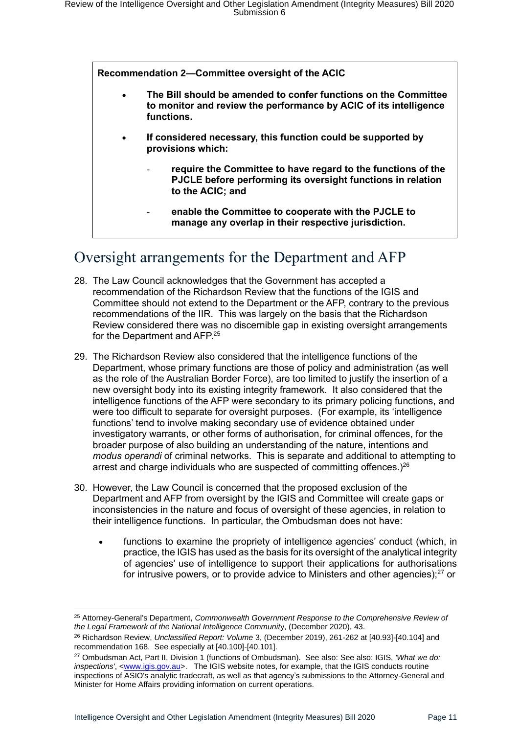**Recommendation 2—Committee oversight of the ACIC**

- **The Bill should be amended to confer functions on the Committee to monitor and review the performance by ACIC of its intelligence functions.**
- **If considered necessary, this function could be supported by provisions which:**
    - **require the Committee to have regard to the functions of the PJCLE before performing its oversight functions in relation to the ACIC; and**
    - **enable the Committee to cooperate with the PJCLE to manage any overlap in their respective jurisdiction.**

# Oversight arrangements for the Department and AFP

28. The Law Council acknowledges that the Government has accepted a recommendation of the Richardson Review that the functions of the IGIS and Committee should not extend to the Department or the AFP, contrary to the previous recommendations of the IIR. This was largely on the basis that the Richardson Review considered there was no discernible gap in existing oversight arrangements for the Department and AFP.[25]

29. The Richardson Review also considered that the intelligence functions of the Department, whose primary functions are those of policy and administration (as well as the role of the Australian Border Force), are too limited to justify the insertion of a new oversight body into its existing integrity framework. It also considered that the intelligence functions of the AFP were secondary to its primary policing functions, and were too difficult to separate for oversight purposes. (For example, its 'intelligence functions' tend to involve making secondary use of evidence obtained under investigatory warrants, or other forms of authorisation, for criminal offences, for the broader purpose of also building an understanding of the nature, intentions and *modus operandi* of criminal networks. This is separate and additional to attempting to arrest and charge individuals who are suspected of committing offences.)[26]

30. However, the Law Council is concerned that the proposed exclusion of the Department and AFP from oversight by the IGIS and Committee will create gaps or inconsistencies in the nature and focus of oversight of these agencies, in relation to their intelligence functions. In particular, the Ombudsman does not have:

    - functions to examine the propriety of intelligence agencies' conduct (which, in practice, the IGIS has used as the basis for its oversight of the analytical integrity of agencies' use of intelligence to support their applications for authorisations for intrusive powers, or to provide advice to Ministers and other agencies);[27] or

---

[25] Attorney-General's Department, *Commonwealth Government Response to the Comprehensive Review of the Legal Framework of the National Intelligence Community*, (December 2020), 43.

[26] Richardson Review, *Unclassified Report: Volume* 3, (December 2019), 261-262 at [40.93]-[40.104] and recommendation 168. See especially at [40.100]-[40.101].

[27] Ombudsman Act, Part II, Division 1 (functions of Ombudsman). See also: See also: IGIS, *'What we do: inspections'*, <www.igis.gov.au>. The IGIS website notes, for example, that the IGIS conducts routine inspections of ASIO's analytic tradecraft, as well as that agency's submissions to the Attorney-General and Minister for Home Affairs providing information on current operations.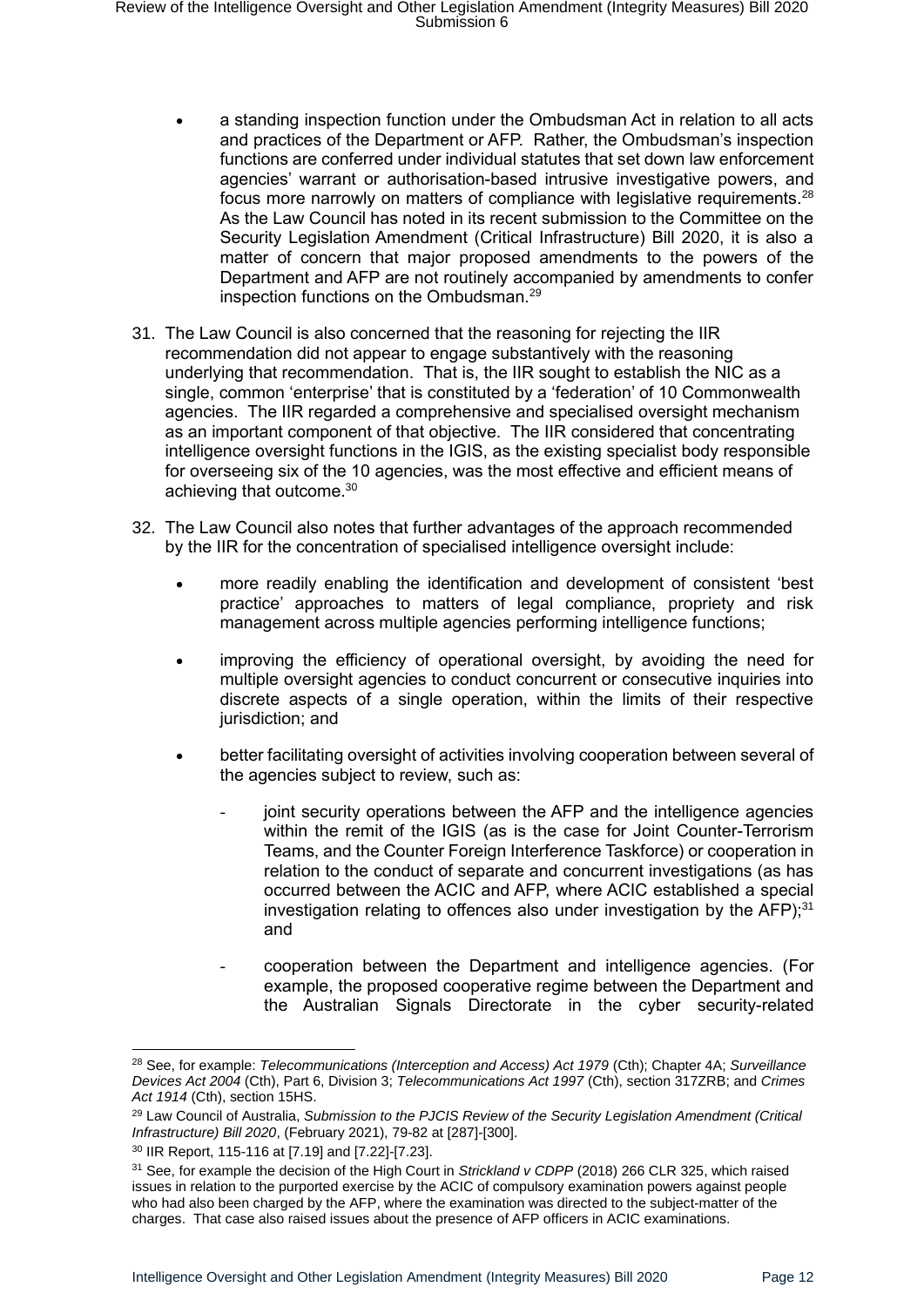- a standing inspection function under the Ombudsman Act in relation to all acts and practices of the Department or AFP. Rather, the Ombudsman's inspection functions are conferred under individual statutes that set down law enforcement agencies' warrant or authorisation-based intrusive investigative powers, and focus more narrowly on matters of compliance with legislative requirements.[28] As the Law Council has noted in its recent submission to the Committee on the Security Legislation Amendment (Critical Infrastructure) Bill 2020, it is also a matter of concern that major proposed amendments to the powers of the Department and AFP are not routinely accompanied by amendments to confer inspection functions on the Ombudsman.[29]

31. The Law Council is also concerned that the reasoning for rejecting the IIR recommendation did not appear to engage substantively with the reasoning underlying that recommendation. That is, the IIR sought to establish the NIC as a single, common 'enterprise' that is constituted by a 'federation' of 10 Commonwealth agencies. The IIR regarded a comprehensive and specialised oversight mechanism as an important component of that objective. The IIR considered that concentrating intelligence oversight functions in the IGIS, as the existing specialist body responsible for overseeing six of the 10 agencies, was the most effective and efficient means of achieving that outcome.[30]

32. The Law Council also notes that further advantages of the approach recommended by the IIR for the concentration of specialised intelligence oversight include:

    - more readily enabling the identification and development of consistent 'best practice' approaches to matters of legal compliance, propriety and risk management across multiple agencies performing intelligence functions;
    - improving the efficiency of operational oversight, by avoiding the need for multiple oversight agencies to conduct concurrent or consecutive inquiries into discrete aspects of a single operation, within the limits of their respective jurisdiction; and
    - better facilitating oversight of activities involving cooperation between several of the agencies subject to review, such as:
        - joint security operations between the AFP and the intelligence agencies within the remit of the IGIS (as is the case for Joint Counter-Terrorism Teams, and the Counter Foreign Interference Taskforce) or cooperation in relation to the conduct of separate and concurrent investigations (as has occurred between the ACIC and AFP, where ACIC established a special investigation relating to offences also under investigation by the AFP);[31] and
        - cooperation between the Department and intelligence agencies. (For example, the proposed cooperative regime between the Department and the Australian Signals Directorate in the cyber security-related

---

[28] See, for example: *Telecommunications (Interception and Access) Act 1979* (Cth); Chapter 4A; *Surveillance Devices Act 2004* (Cth), Part 6, Division 3; *Telecommunications Act 1997* (Cth), section 317ZRB; and *Crimes Act 1914* (Cth), section 15HS.

[29] Law Council of Australia, *Submission to the PJCIS Review of the Security Legislation Amendment (Critical Infrastructure) Bill 2020*, (February 2021), 79-82 at [287]-[300].

[30] IIR Report, 115-116 at [7.19] and [7.22]-[7.23].

[31] See, for example the decision of the High Court in *Strickland v CDPP* (2018) 266 CLR 325, which raised issues in relation to the purported exercise by the ACIC of compulsory examination powers against people who had also been charged by the AFP, where the examination was directed to the subject-matter of the charges. That case also raised issues about the presence of AFP officers in ACIC examinations.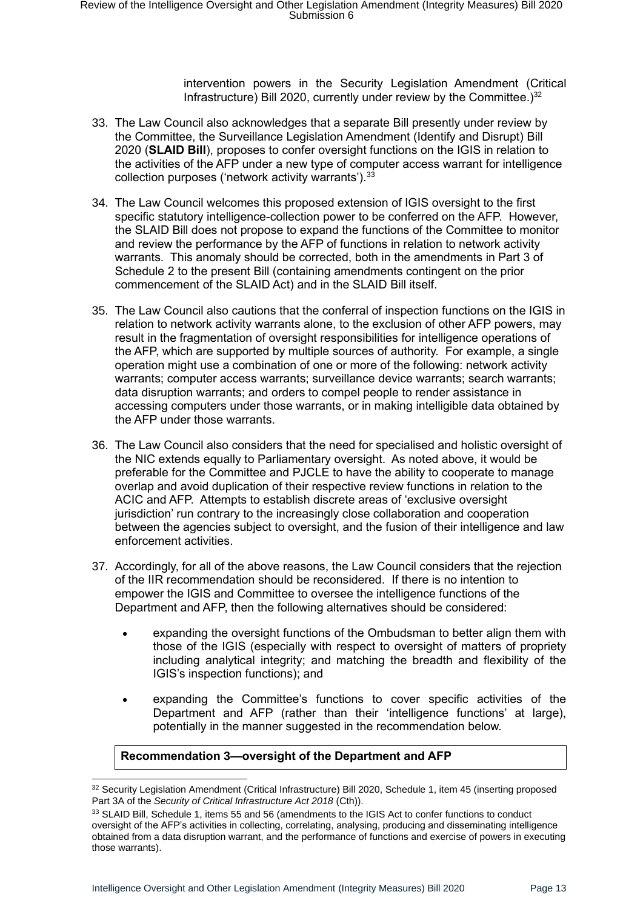intervention powers in the Security Legislation Amendment (Critical Infrastructure) Bill 2020, currently under review by the Committee.)[32]

33. The Law Council also acknowledges that a separate Bill presently under review by the Committee, the Surveillance Legislation Amendment (Identify and Disrupt) Bill 2020 (**SLAID Bill**), proposes to confer oversight functions on the IGIS in relation to the activities of the AFP under a new type of computer access warrant for intelligence collection purposes ('network activity warrants').[33]

34. The Law Council welcomes this proposed extension of IGIS oversight to the first specific statutory intelligence-collection power to be conferred on the AFP. However, the SLAID Bill does not propose to expand the functions of the Committee to monitor and review the performance by the AFP of functions in relation to network activity warrants. This anomaly should be corrected, both in the amendments in Part 3 of Schedule 2 to the present Bill (containing amendments contingent on the prior commencement of the SLAID Act) and in the SLAID Bill itself.

35. The Law Council also cautions that the conferral of inspection functions on the IGIS in relation to network activity warrants alone, to the exclusion of other AFP powers, may result in the fragmentation of oversight responsibilities for intelligence operations of the AFP, which are supported by multiple sources of authority. For example, a single operation might use a combination of one or more of the following: network activity warrants; computer access warrants; surveillance device warrants; search warrants; data disruption warrants; and orders to compel people to render assistance in accessing computers under those warrants, or in making intelligible data obtained by the AFP under those warrants.

36. The Law Council also considers that the need for specialised and holistic oversight of the NIC extends equally to Parliamentary oversight. As noted above, it would be preferable for the Committee and PJCLE to have the ability to cooperate to manage overlap and avoid duplication of their respective review functions in relation to the ACIC and AFP. Attempts to establish discrete areas of 'exclusive oversight jurisdiction' run contrary to the increasingly close collaboration and cooperation between the agencies subject to oversight, and the fusion of their intelligence and law enforcement activities.

37. Accordingly, for all of the above reasons, the Law Council considers that the rejection of the IIR recommendation should be reconsidered. If there is no intention to empower the IGIS and Committee to oversee the intelligence functions of the Department and AFP, then the following alternatives should be considered:

    - expanding the oversight functions of the Ombudsman to better align them with those of the IGIS (especially with respect to oversight of matters of propriety including analytical integrity; and matching the breadth and flexibility of the IGIS's inspection functions); and
    - expanding the Committee's functions to cover specific activities of the Department and AFP (rather than their 'intelligence functions' at large), potentially in the manner suggested in the recommendation below.

**Recommendation 3—oversight of the Department and AFP**

---

[32] Security Legislation Amendment (Critical Infrastructure) Bill 2020, Schedule 1, item 45 (inserting proposed Part 3A of the *Security of Critical Infrastructure Act 2018* (Cth)).

[33] SLAID Bill, Schedule 1, items 55 and 56 (amendments to the IGIS Act to confer functions to conduct oversight of the AFP's activities in collecting, correlating, analysing, producing and disseminating intelligence obtained from a data disruption warrant, and the performance of functions and exercise of powers in executing those warrants).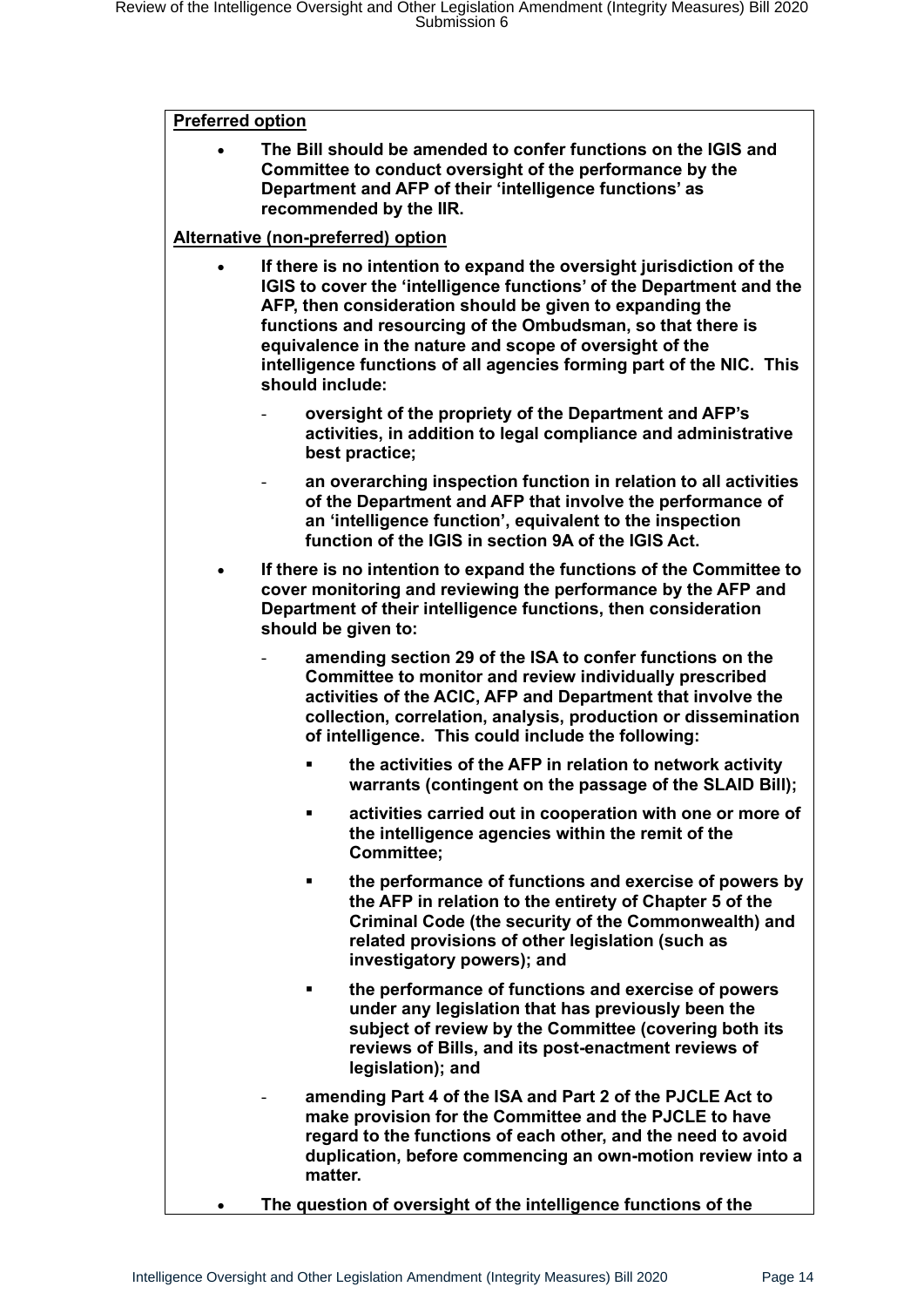**Preferred option**

- **The Bill should be amended to confer functions on the IGIS and Committee to conduct oversight of the performance by the Department and AFP of their 'intelligence functions' as recommended by the IIR.**

**Alternative (non-preferred) option**

- **If there is no intention to expand the oversight jurisdiction of the IGIS to cover the 'intelligence functions' of the Department and the AFP, then consideration should be given to expanding the functions and resourcing of the Ombudsman, so that there is equivalence in the nature and scope of oversight of the intelligence functions of all agencies forming part of the NIC. This should include:**
  - **oversight of the propriety of the Department and AFP's activities, in addition to legal compliance and administrative best practice;**
  - **an overarching inspection function in relation to all activities of the Department and AFP that involve the performance of an 'intelligence function', equivalent to the inspection function of the IGIS in section 9A of the IGIS Act.**
- **If there is no intention to expand the functions of the Committee to cover monitoring and reviewing the performance by the AFP and Department of their intelligence functions, then consideration should be given to:**
  - **amending section 29 of the ISA to confer functions on the Committee to monitor and review individually prescribed activities of the ACIC, AFP and Department that involve the collection, correlation, analysis, production or dissemination of intelligence. This could include the following:**
    - **the activities of the AFP in relation to network activity warrants (contingent on the passage of the SLAID Bill);**
    - **activities carried out in cooperation with one or more of the intelligence agencies within the remit of the Committee;**
    - **the performance of functions and exercise of powers by the AFP in relation to the entirety of Chapter 5 of the Criminal Code (the security of the Commonwealth) and related provisions of other legislation (such as investigatory powers); and**
    - **the performance of functions and exercise of powers under any legislation that has previously been the subject of review by the Committee (covering both its reviews of Bills, and its post-enactment reviews of legislation); and**
  - **amending Part 4 of the ISA and Part 2 of the PJCLE Act to make provision for the Committee and the PJCLE to have regard to the functions of each other, and the need to avoid duplication, before commencing an own-motion review into a matter.**
- **The question of oversight of the intelligence functions of the**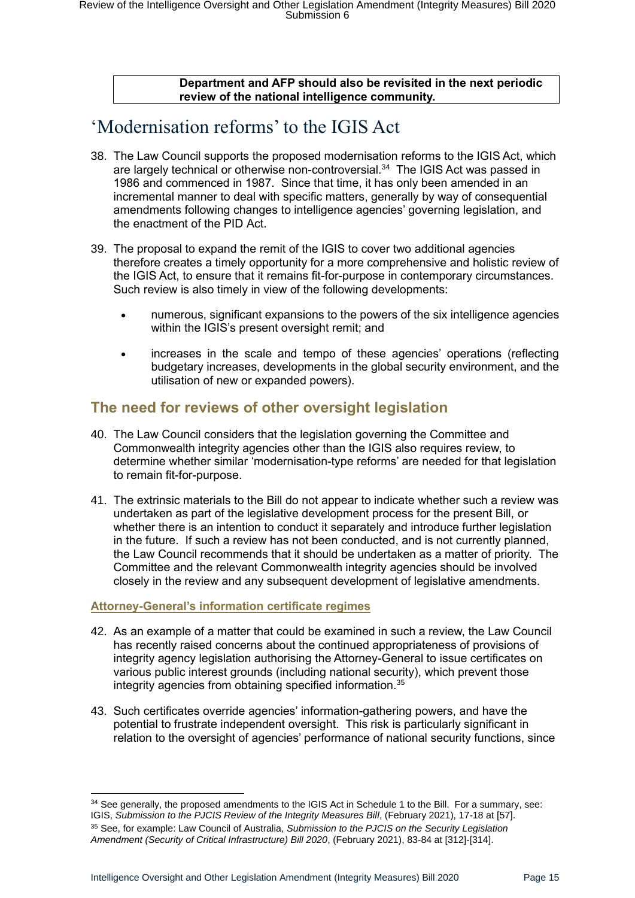**Department and AFP should also be revisited in the next periodic review of the national intelligence community.**

# 'Modernisation reforms' to the IGIS Act

38. The Law Council supports the proposed modernisation reforms to the IGIS Act, which are largely technical or otherwise non-controversial.[34] The IGIS Act was passed in 1986 and commenced in 1987. Since that time, it has only been amended in an incremental manner to deal with specific matters, generally by way of consequential amendments following changes to intelligence agencies' governing legislation, and the enactment of the PID Act.

39. The proposal to expand the remit of the IGIS to cover two additional agencies therefore creates a timely opportunity for a more comprehensive and holistic review of the IGIS Act, to ensure that it remains fit-for-purpose in contemporary circumstances. Such review is also timely in view of the following developments:

    - numerous, significant expansions to the powers of the six intelligence agencies within the IGIS's present oversight remit; and
    - increases in the scale and tempo of these agencies' operations (reflecting budgetary increases, developments in the global security environment, and the utilisation of new or expanded powers).

## The need for reviews of other oversight legislation

40. The Law Council considers that the legislation governing the Committee and Commonwealth integrity agencies other than the IGIS also requires review, to determine whether similar 'modernisation-type reforms' are needed for that legislation to remain fit-for-purpose.

41. The extrinsic materials to the Bill do not appear to indicate whether such a review was undertaken as part of the legislative development process for the present Bill, or whether there is an intention to conduct it separately and introduce further legislation in the future. If such a review has not been conducted, and is not currently planned, the Law Council recommends that it should be undertaken as a matter of priority. The Committee and the relevant Commonwealth integrity agencies should be involved closely in the review and any subsequent development of legislative amendments.

### Attorney-General's information certificate regimes

42. As an example of a matter that could be examined in such a review, the Law Council has recently raised concerns about the continued appropriateness of provisions of integrity agency legislation authorising the Attorney-General to issue certificates on various public interest grounds (including national security), which prevent those integrity agencies from obtaining specified information.[35]

43. Such certificates override agencies' information-gathering powers, and have the potential to frustrate independent oversight. This risk is particularly significant in relation to the oversight of agencies' performance of national security functions, since

---

[34] See generally, the proposed amendments to the IGIS Act in Schedule 1 to the Bill. For a summary, see: IGIS, *Submission to the PJCIS Review of the Integrity Measures Bill*, (February 2021), 17-18 at [57].

[35] See, for example: Law Council of Australia, *Submission to the PJCIS on the Security Legislation Amendment (Security of Critical Infrastructure) Bill 2020*, (February 2021), 83-84 at [312]-[314].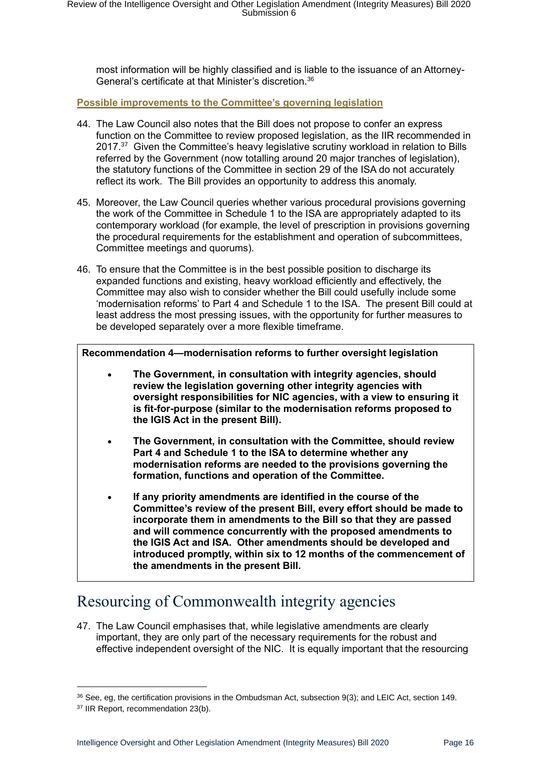most information will be highly classified and is liable to the issuance of an Attorney-General's certificate at that Minister's discretion.[36]

**Possible improvements to the Committee's governing legislation**

44. The Law Council also notes that the Bill does not propose to confer an express function on the Committee to review proposed legislation, as the IIR recommended in 2017.[37] Given the Committee's heavy legislative scrutiny workload in relation to Bills referred by the Government (now totalling around 20 major tranches of legislation), the statutory functions of the Committee in section 29 of the ISA do not accurately reflect its work. The Bill provides an opportunity to address this anomaly.

45. Moreover, the Law Council queries whether various procedural provisions governing the work of the Committee in Schedule 1 to the ISA are appropriately adapted to its contemporary workload (for example, the level of prescription in provisions governing the procedural requirements for the establishment and operation of subcommittees, Committee meetings and quorums).

46. To ensure that the Committee is in the best possible position to discharge its expanded functions and existing, heavy workload efficiently and effectively, the Committee may also wish to consider whether the Bill could usefully include some 'modernisation reforms' to Part 4 and Schedule 1 to the ISA. The present Bill could at least address the most pressing issues, with the opportunity for further measures to be developed separately over a more flexible timeframe.

> **Recommendation 4—modernisation reforms to further oversight legislation**
>
> - **The Government, in consultation with integrity agencies, should review the legislation governing other integrity agencies with oversight responsibilities for NIC agencies, with a view to ensuring it is fit-for-purpose (similar to the modernisation reforms proposed to the IGIS Act in the present Bill).**
> - **The Government, in consultation with the Committee, should review Part 4 and Schedule 1 to the ISA to determine whether any modernisation reforms are needed to the provisions governing the formation, functions and operation of the Committee.**
> - **If any priority amendments are identified in the course of the Committee's review of the present Bill, every effort should be made to incorporate them in amendments to the Bill so that they are passed and will commence concurrently with the proposed amendments to the IGIS Act and ISA. Other amendments should be developed and introduced promptly, within six to 12 months of the commencement of the amendments in the present Bill.**

# Resourcing of Commonwealth integrity agencies

47. The Law Council emphasises that, while legislative amendments are clearly important, they are only part of the necessary requirements for the robust and effective independent oversight of the NIC. It is equally important that the resourcing

---

[36] See, eg, the certification provisions in the Ombudsman Act, subsection 9(3); and LEIC Act, section 149.

[37] IIR Report, recommendation 23(b).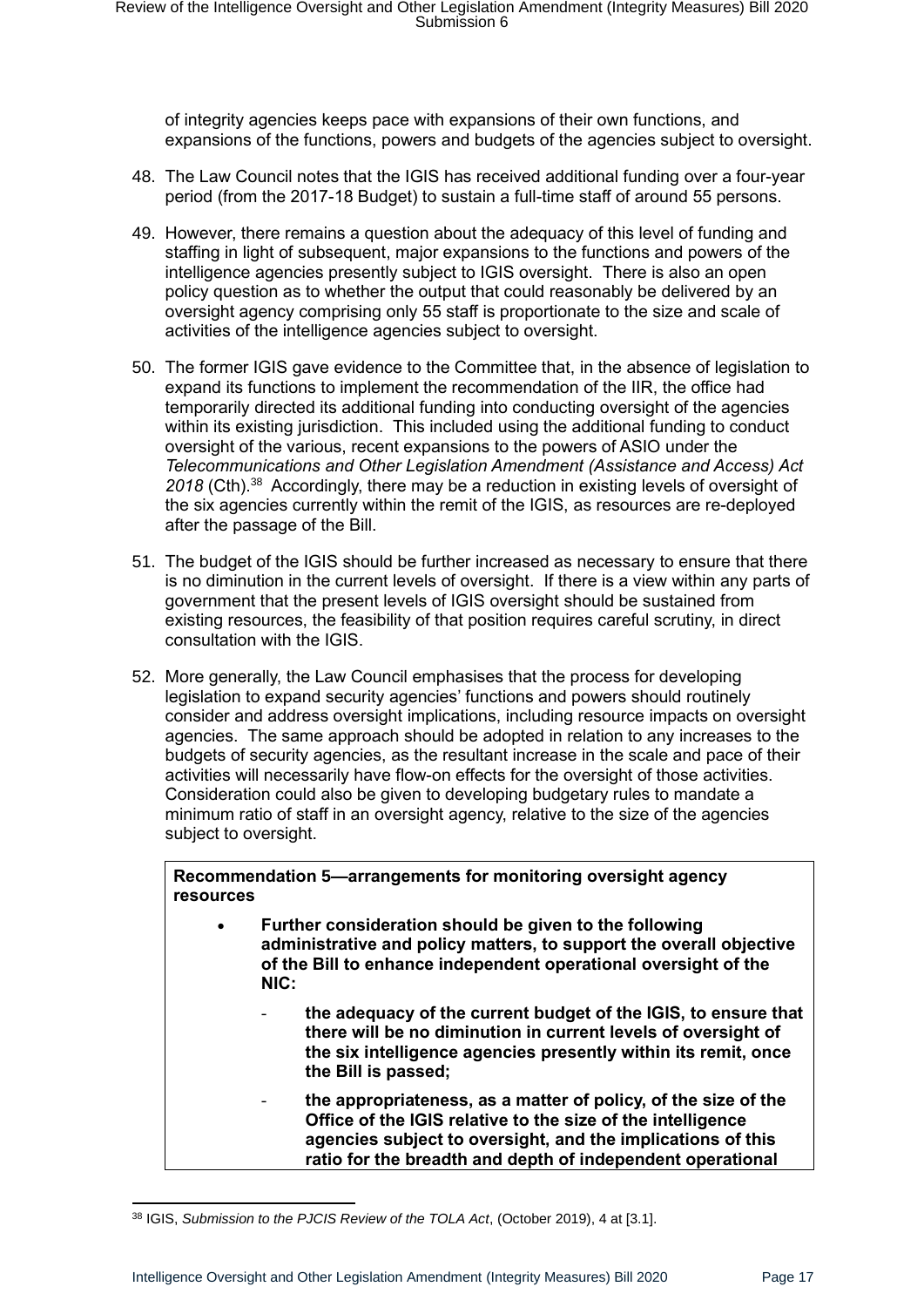of integrity agencies keeps pace with expansions of their own functions, and expansions of the functions, powers and budgets of the agencies subject to oversight.

48. The Law Council notes that the IGIS has received additional funding over a four-year period (from the 2017-18 Budget) to sustain a full-time staff of around 55 persons.

49. However, there remains a question about the adequacy of this level of funding and staffing in light of subsequent, major expansions to the functions and powers of the intelligence agencies presently subject to IGIS oversight. There is also an open policy question as to whether the output that could reasonably be delivered by an oversight agency comprising only 55 staff is proportionate to the size and scale of activities of the intelligence agencies subject to oversight.

50. The former IGIS gave evidence to the Committee that, in the absence of legislation to expand its functions to implement the recommendation of the IIR, the office had temporarily directed its additional funding into conducting oversight of the agencies within its existing jurisdiction. This included using the additional funding to conduct oversight of the various, recent expansions to the powers of ASIO under the *Telecommunications and Other Legislation Amendment (Assistance and Access) Act 2018* (Cth).[38] Accordingly, there may be a reduction in existing levels of oversight of the six agencies currently within the remit of the IGIS, as resources are re-deployed after the passage of the Bill.

51. The budget of the IGIS should be further increased as necessary to ensure that there is no diminution in the current levels of oversight. If there is a view within any parts of government that the present levels of IGIS oversight should be sustained from existing resources, the feasibility of that position requires careful scrutiny, in direct consultation with the IGIS.

52. More generally, the Law Council emphasises that the process for developing legislation to expand security agencies' functions and powers should routinely consider and address oversight implications, including resource impacts on oversight agencies. The same approach should be adopted in relation to any increases to the budgets of security agencies, as the resultant increase in the scale and pace of their activities will necessarily have flow-on effects for the oversight of those activities. Consideration could also be given to developing budgetary rules to mandate a minimum ratio of staff in an oversight agency, relative to the size of the agencies subject to oversight.

**Recommendation 5—arrangements for monitoring oversight agency resources**

- **Further consideration should be given to the following administrative and policy matters, to support the overall objective of the Bill to enhance independent operational oversight of the NIC:**
  - **the adequacy of the current budget of the IGIS, to ensure that there will be no diminution in current levels of oversight of the six intelligence agencies presently within its remit, once the Bill is passed;**
  - **the appropriateness, as a matter of policy, of the size of the Office of the IGIS relative to the size of the intelligence agencies subject to oversight, and the implications of this ratio for the breadth and depth of independent operational**

[38] IGIS, *Submission to the PJCIS Review of the TOLA Act*, (October 2019), 4 at [3.1].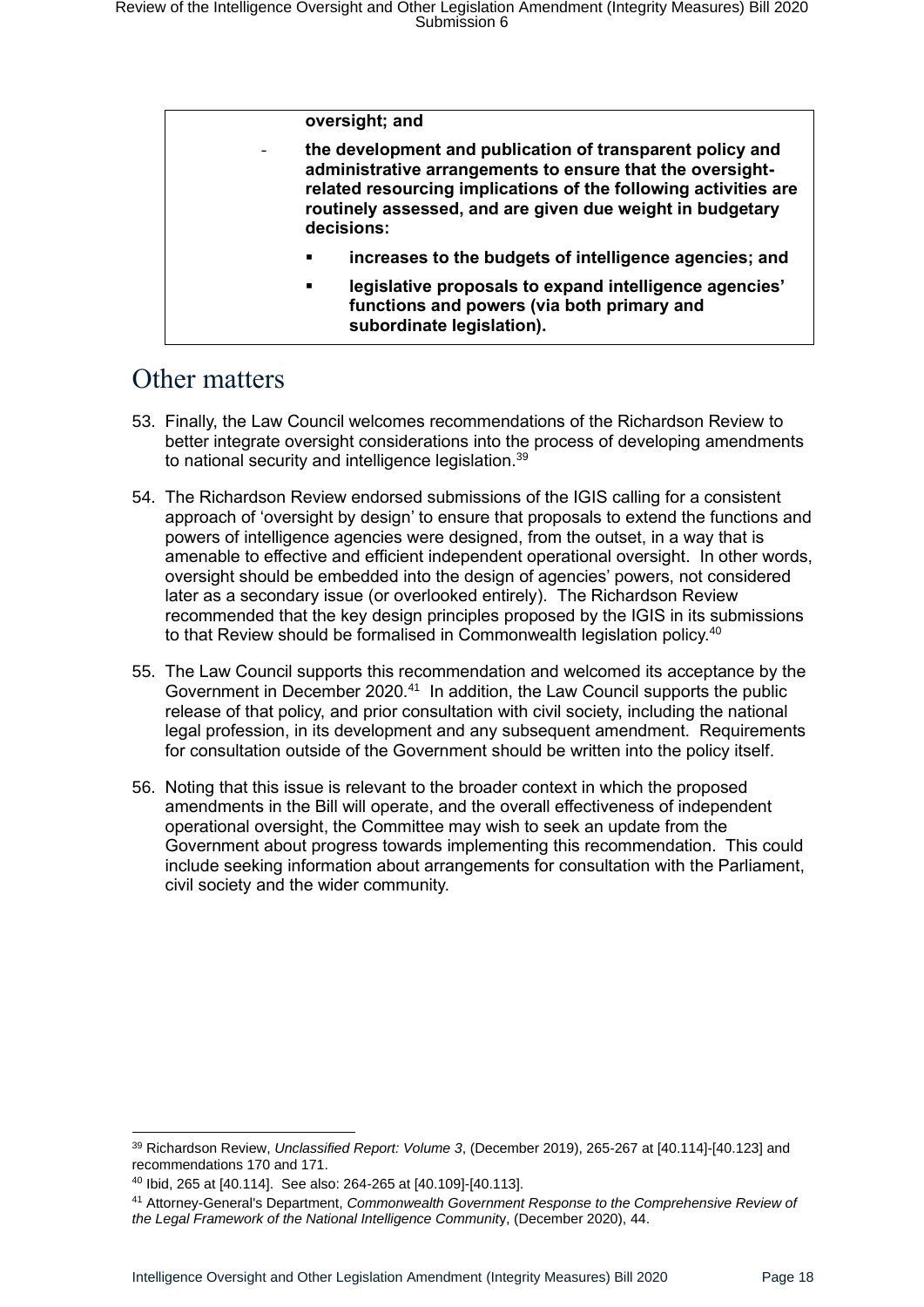**oversight; and**

- **the development and publication of transparent policy and administrative arrangements to ensure that the oversight-related resourcing implications of the following activities are routinely assessed, and are given due weight in budgetary decisions:**
  - **increases to the budgets of intelligence agencies; and**
  - **legislative proposals to expand intelligence agencies' functions and powers (via both primary and subordinate legislation).**

# Other matters

53. Finally, the Law Council welcomes recommendations of the Richardson Review to better integrate oversight considerations into the process of developing amendments to national security and intelligence legislation.[39]

54. The Richardson Review endorsed submissions of the IGIS calling for a consistent approach of 'oversight by design' to ensure that proposals to extend the functions and powers of intelligence agencies were designed, from the outset, in a way that is amenable to effective and efficient independent operational oversight. In other words, oversight should be embedded into the design of agencies' powers, not considered later as a secondary issue (or overlooked entirely). The Richardson Review recommended that the key design principles proposed by the IGIS in its submissions to that Review should be formalised in Commonwealth legislation policy.[40]

55. The Law Council supports this recommendation and welcomed its acceptance by the Government in December 2020.[41] In addition, the Law Council supports the public release of that policy, and prior consultation with civil society, including the national legal profession, in its development and any subsequent amendment. Requirements for consultation outside of the Government should be written into the policy itself.

56. Noting that this issue is relevant to the broader context in which the proposed amendments in the Bill will operate, and the overall effectiveness of independent operational oversight, the Committee may wish to seek an update from the Government about progress towards implementing this recommendation. This could include seeking information about arrangements for consultation with the Parliament, civil society and the wider community.

---

[39] Richardson Review, *Unclassified Report: Volume 3*, (December 2019), 265-267 at [40.114]-[40.123] and recommendations 170 and 171.

[40] Ibid, 265 at [40.114]. See also: 264-265 at [40.109]-[40.113].

[41] Attorney-General's Department, *Commonwealth Government Response to the Comprehensive Review of the Legal Framework of the National Intelligence Communit*y, (December 2020), 44.